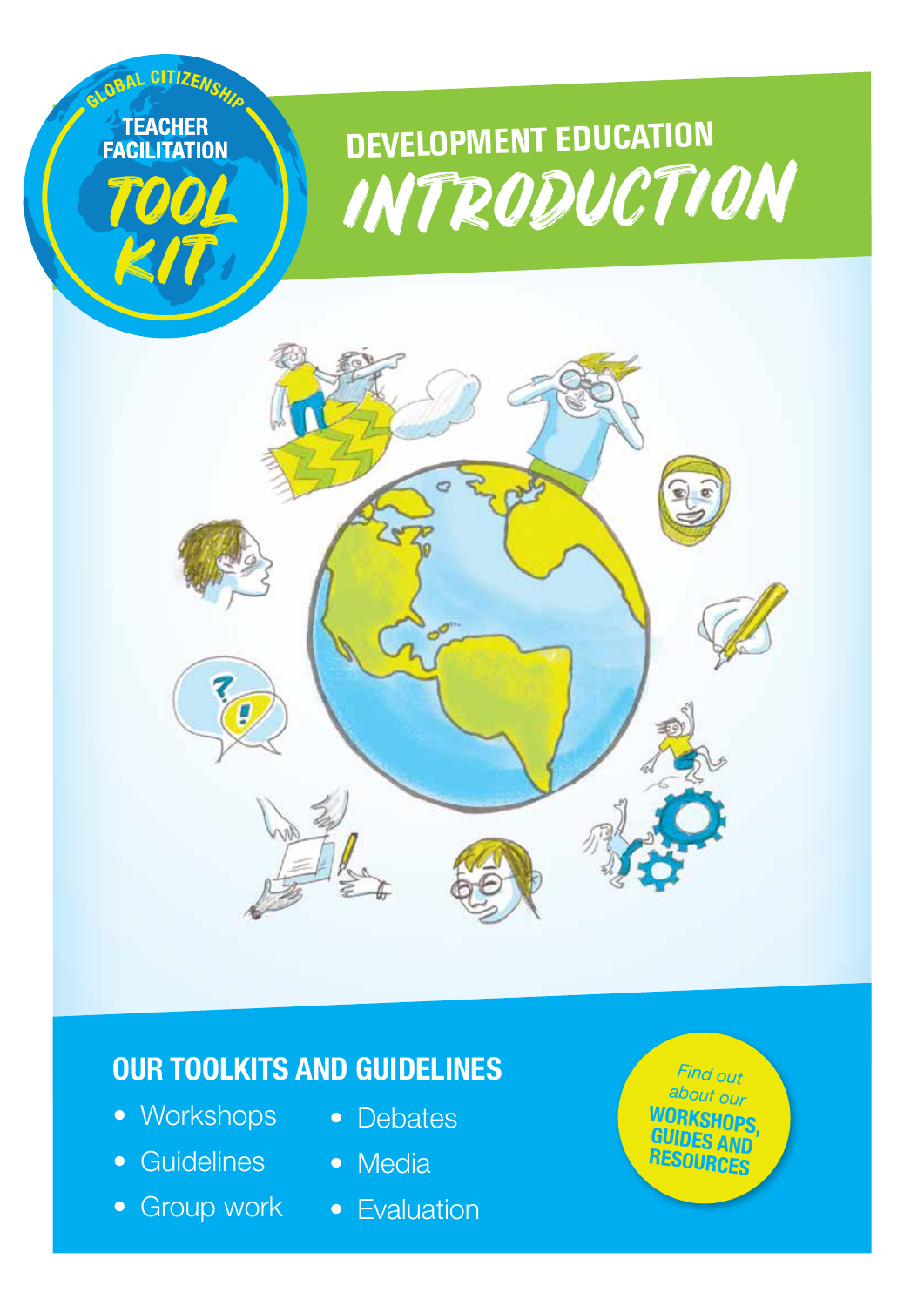GLOBAL CITIZENSHIP

TEACHER FACILITATION

TOOL KIT

# DEVELOPMENT EDUCATION INTRODUCTION

## OUR TOOLKITS AND GUIDELINES

- Workshops
- Guidelines
- Group work
- Debates
- Media
- Evaluation

*Find out about our* **WORKSHOPS, GUIDES AND RESOURCES**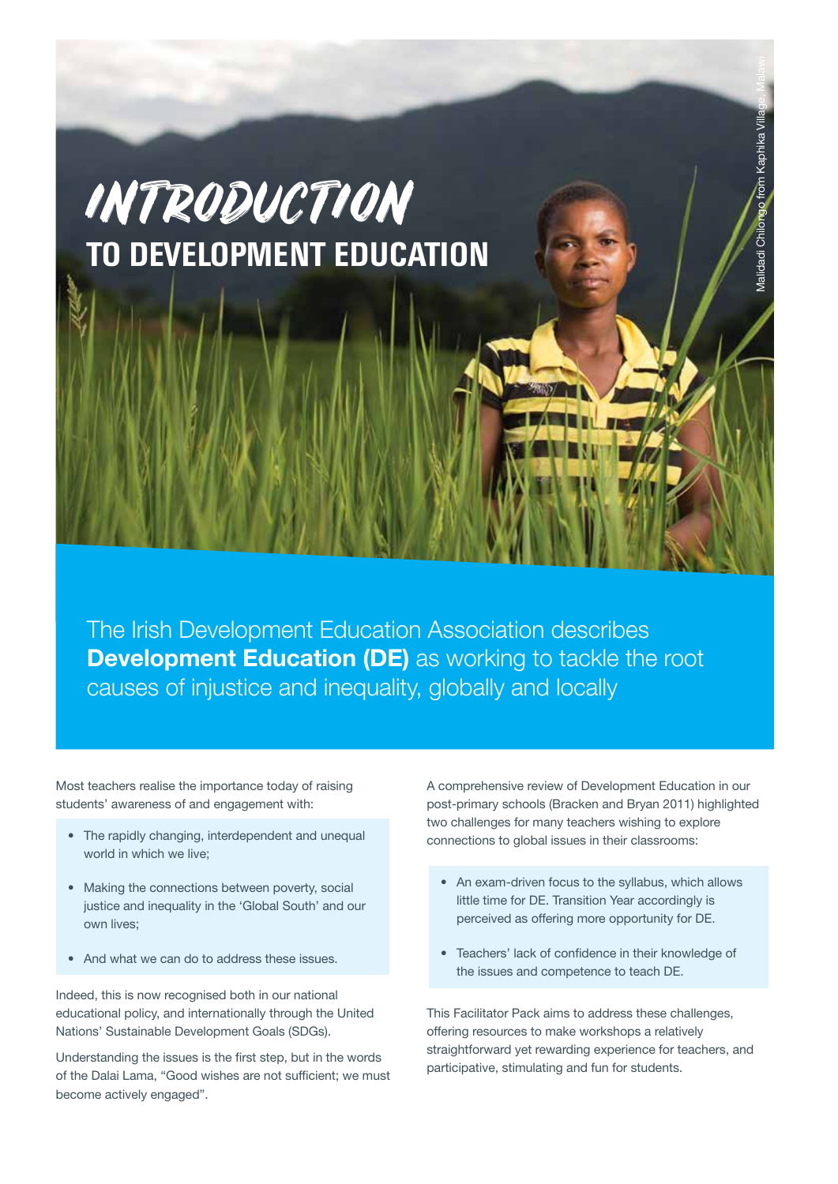# INTRODUCTION
## TO DEVELOPMENT EDUCATION

Malidadi Chilongo from Kaphika Village, Malawi

The Irish Development Education Association describes **Development Education (DE)** as working to tackle the root causes of injustice and inequality, globally and locally

Most teachers realise the importance today of raising students' awareness of and engagement with:

- The rapidly changing, interdependent and unequal world in which we live;
- Making the connections between poverty, social justice and inequality in the 'Global South' and our own lives;
- And what we can do to address these issues.

Indeed, this is now recognised both in our national educational policy, and internationally through the United Nations' Sustainable Development Goals (SDGs).

Understanding the issues is the first step, but in the words of the Dalai Lama, "Good wishes are not sufficient; we must become actively engaged".

A comprehensive review of Development Education in our post-primary schools (Bracken and Bryan 2011) highlighted two challenges for many teachers wishing to explore connections to global issues in their classrooms:

- An exam-driven focus to the syllabus, which allows little time for DE. Transition Year accordingly is perceived as offering more opportunity for DE.
- Teachers' lack of confidence in their knowledge of the issues and competence to teach DE.

This Facilitator Pack aims to address these challenges, offering resources to make workshops a relatively straightforward yet rewarding experience for teachers, and participative, stimulating and fun for students.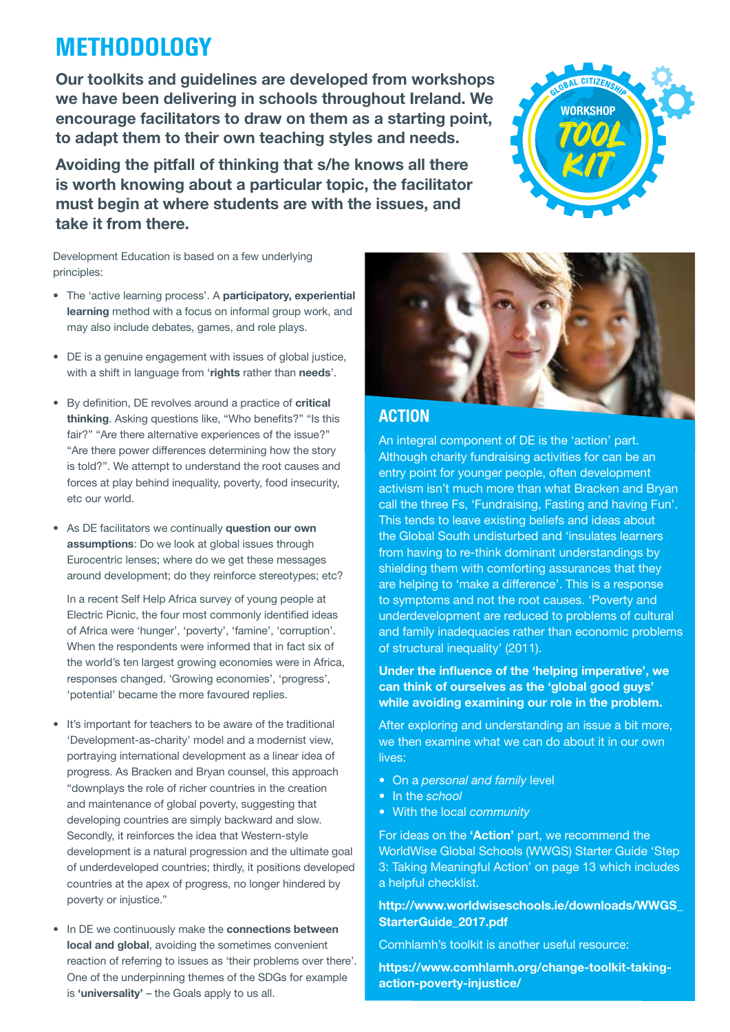# METHODOLOGY

**Our toolkits and guidelines are developed from workshops we have been delivering in schools throughout Ireland. We encourage facilitators to draw on them as a starting point, to adapt them to their own teaching styles and needs.**

**Avoiding the pitfall of thinking that s/he knows all there is worth knowing about a particular topic, the facilitator must begin at where students are with the issues, and take it from there.**

Development Education is based on a few underlying principles:

- The 'active learning process'. A **participatory, experiential learning** method with a focus on informal group work, and may also include debates, games, and role plays.

- DE is a genuine engagement with issues of global justice, with a shift in language from '**rights** rather than **needs**'.

- By definition, DE revolves around a practice of **critical thinking**. Asking questions like, "Who benefits?" "Is this fair?" "Are there alternative experiences of the issue?" "Are there power differences determining how the story is told?". We attempt to understand the root causes and forces at play behind inequality, poverty, food insecurity, etc our world.

- As DE facilitators we continually **question our own assumptions**: Do we look at global issues through Eurocentric lenses; where do we get these messages around development; do they reinforce stereotypes; etc?

  In a recent Self Help Africa survey of young people at Electric Picnic, the four most commonly identified ideas of Africa were 'hunger', 'poverty', 'famine', 'corruption'. When the respondents were informed that in fact six of the world's ten largest growing economies were in Africa, responses changed. 'Growing economies', 'progress', 'potential' became the more favoured replies.

- It's important for teachers to be aware of the traditional 'Development-as-charity' model and a modernist view, portraying international development as a linear idea of progress. As Bracken and Bryan counsel, this approach "downplays the role of richer countries in the creation and maintenance of global poverty, suggesting that developing countries are simply backward and slow. Secondly, it reinforces the idea that Western-style development is a natural progression and the ultimate goal of underdeveloped countries; thirdly, it positions developed countries at the apex of progress, no longer hindered by poverty or injustice."

- In DE we continuously make the **connections between local and global**, avoiding the sometimes convenient reaction of referring to issues as 'their problems over there'. One of the underpinning themes of the SDGs for example is **'universality'** – the Goals apply to us all.

## ACTION

An integral component of DE is the 'action' part. Although charity fundraising activities for can be an entry point for younger people, often development activism isn't much more than what Bracken and Bryan call the three Fs, 'Fundraising, Fasting and having Fun'. This tends to leave existing beliefs and ideas about the Global South undisturbed and 'insulates learners from having to re-think dominant understandings by shielding them with comforting assurances that they are helping to 'make a difference'. This is a response to symptoms and not the root causes. 'Poverty and underdevelopment are reduced to problems of cultural and family inadequacies rather than economic problems of structural inequality' (2011).

**Under the influence of the 'helping imperative', we can think of ourselves as the 'global good guys' while avoiding examining our role in the problem.**

After exploring and understanding an issue a bit more, we then examine what we can do about it in our own lives:

- On a *personal and family* level
- In the *school*
- With the local *community*

For ideas on the **'Action'** part, we recommend the WorldWise Global Schools (WWGS) Starter Guide 'Step 3: Taking Meaningful Action' on page 13 which includes a helpful checklist.

**http://www.worldwiseschools.ie/downloads/WWGS_StarterGuide_2017.pdf**

Comhlamh's toolkit is another useful resource:

**https://www.comhlamh.org/change-toolkit-taking-action-poverty-injustice/**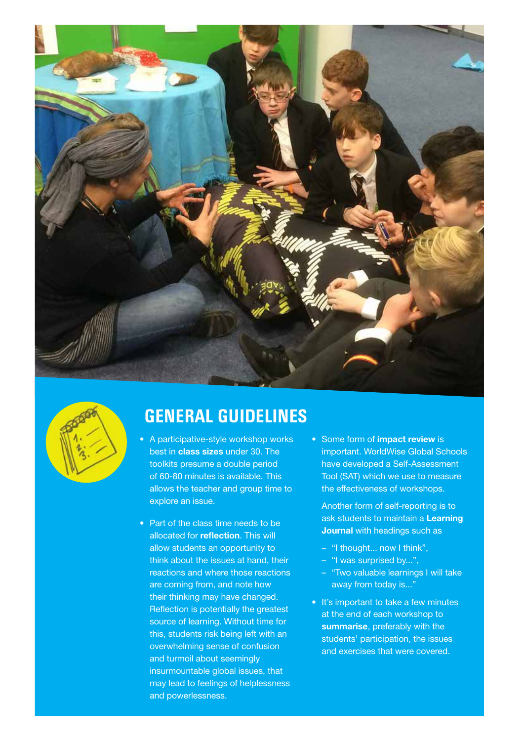## GENERAL GUIDELINES

- A participative-style workshop works best in **class sizes** under 30. The toolkits presume a double period of 60-80 minutes is available. This allows the teacher and group time to explore an issue.

- Part of the class time needs to be allocated for **reflection**. This will allow students an opportunity to think about the issues at hand, their reactions and where those reactions are coming from, and note how their thinking may have changed. Reflection is potentially the greatest source of learning. Without time for this, students risk being left with an overwhelming sense of confusion and turmoil about seemingly insurmountable global issues, that may lead to feelings of helplessness and powerlessness.

- Some form of **impact review** is important. WorldWise Global Schools have developed a Self-Assessment Tool (SAT) which we use to measure the effectiveness of workshops.

  Another form of self-reporting is to ask students to maintain a **Learning Journal** with headings such as

  - "I thought... now I think",
  - "I was surprised by...",
  - "Two valuable learnings I will take away from today is..."

- It's important to take a few minutes at the end of each workshop to **summarise**, preferably with the students' participation, the issues and exercises that were covered.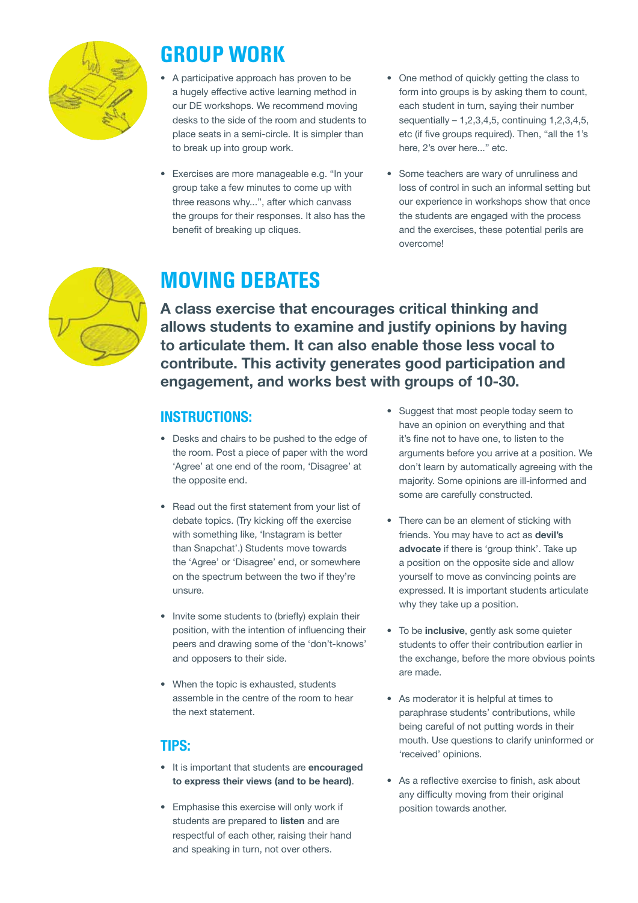## GROUP WORK

- A participative approach has proven to be a hugely effective active learning method in our DE workshops. We recommend moving desks to the side of the room and students to place seats in a semi-circle. It is simpler than to break up into group work.
- Exercises are more manageable e.g. "In your group take a few minutes to come up with three reasons why...", after which canvass the groups for their responses. It also has the benefit of breaking up cliques.
- One method of quickly getting the class to form into groups is by asking them to count, each student in turn, saying their number sequentially – 1,2,3,4,5, continuing 1,2,3,4,5, etc (if five groups required). Then, "all the 1's here, 2's over here..." etc.
- Some teachers are wary of unruliness and loss of control in such an informal setting but our experience in workshops show that once the students are engaged with the process and the exercises, these potential perils are overcome!

## MOVING DEBATES

**A class exercise that encourages critical thinking and allows students to examine and justify opinions by having to articulate them. It can also enable those less vocal to contribute. This activity generates good participation and engagement, and works best with groups of 10-30.**

### INSTRUCTIONS:

- Desks and chairs to be pushed to the edge of the room. Post a piece of paper with the word 'Agree' at one end of the room, 'Disagree' at the opposite end.
- Read out the first statement from your list of debate topics. (Try kicking off the exercise with something like, 'Instagram is better than Snapchat'.) Students move towards the 'Agree' or 'Disagree' end, or somewhere on the spectrum between the two if they're unsure.
- Invite some students to (briefly) explain their position, with the intention of influencing their peers and drawing some of the 'don't-knows' and opposers to their side.
- When the topic is exhausted, students assemble in the centre of the room to hear the next statement.

### TIPS:

- It is important that students are **encouraged to express their views (and to be heard)**.
- Emphasise this exercise will only work if students are prepared to **listen** and are respectful of each other, raising their hand and speaking in turn, not over others.
- Suggest that most people today seem to have an opinion on everything and that it's fine not to have one, to listen to the arguments before you arrive at a position. We don't learn by automatically agreeing with the majority. Some opinions are ill-informed and some are carefully constructed.
- There can be an element of sticking with friends. You may have to act as **devil's advocate** if there is 'group think'. Take up a position on the opposite side and allow yourself to move as convincing points are expressed. It is important students articulate why they take up a position.
- To be **inclusive**, gently ask some quieter students to offer their contribution earlier in the exchange, before the more obvious points are made.
- As moderator it is helpful at times to paraphrase students' contributions, while being careful of not putting words in their mouth. Use questions to clarify uninformed or 'received' opinions.
- As a reflective exercise to finish, ask about any difficulty moving from their original position towards another.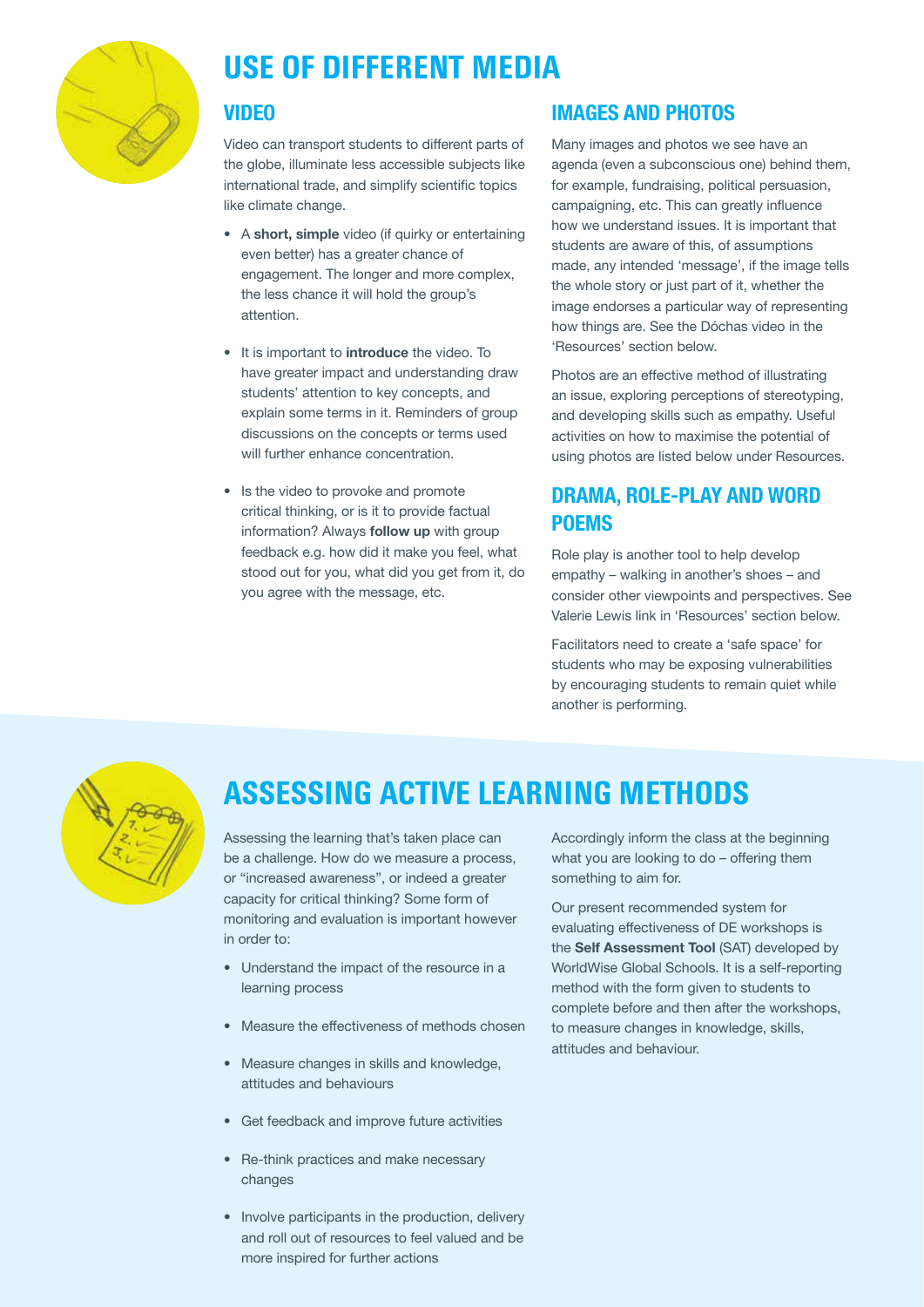# USE OF DIFFERENT MEDIA

## VIDEO

Video can transport students to different parts of the globe, illuminate less accessible subjects like international trade, and simplify scientific topics like climate change.

- A **short, simple** video (if quirky or entertaining even better) has a greater chance of engagement. The longer and more complex, the less chance it will hold the group's attention.
- It is important to **introduce** the video. To have greater impact and understanding draw students' attention to key concepts, and explain some terms in it. Reminders of group discussions on the concepts or terms used will further enhance concentration.
- Is the video to provoke and promote critical thinking, or is it to provide factual information? Always **follow up** with group feedback e.g. how did it make you feel, what stood out for you, what did you get from it, do you agree with the message, etc.

## IMAGES AND PHOTOS

Many images and photos we see have an agenda (even a subconscious one) behind them, for example, fundraising, political persuasion, campaigning, etc. This can greatly influence how we understand issues. It is important that students are aware of this, of assumptions made, any intended 'message', if the image tells the whole story or just part of it, whether the image endorses a particular way of representing how things are. See the Dóchas video in the 'Resources' section below.

Photos are an effective method of illustrating an issue, exploring perceptions of stereotyping, and developing skills such as empathy. Useful activities on how to maximise the potential of using photos are listed below under Resources.

## DRAMA, ROLE-PLAY AND WORD POEMS

Role play is another tool to help develop empathy – walking in another's shoes – and consider other viewpoints and perspectives. See Valerie Lewis link in 'Resources' section below.

Facilitators need to create a 'safe space' for students who may be exposing vulnerabilities by encouraging students to remain quiet while another is performing.

# ASSESSING ACTIVE LEARNING METHODS

Assessing the learning that's taken place can be a challenge. How do we measure a process, or "increased awareness", or indeed a greater capacity for critical thinking? Some form of monitoring and evaluation is important however in order to:

- Understand the impact of the resource in a learning process
- Measure the effectiveness of methods chosen
- Measure changes in skills and knowledge, attitudes and behaviours
- Get feedback and improve future activities
- Re-think practices and make necessary changes
- Involve participants in the production, delivery and roll out of resources to feel valued and be more inspired for further actions

Accordingly inform the class at the beginning what you are looking to do – offering them something to aim for.

Our present recommended system for evaluating effectiveness of DE workshops is the **Self Assessment Tool** (SAT) developed by WorldWise Global Schools. It is a self-reporting method with the form given to students to complete before and then after the workshops, to measure changes in knowledge, skills, attitudes and behaviour.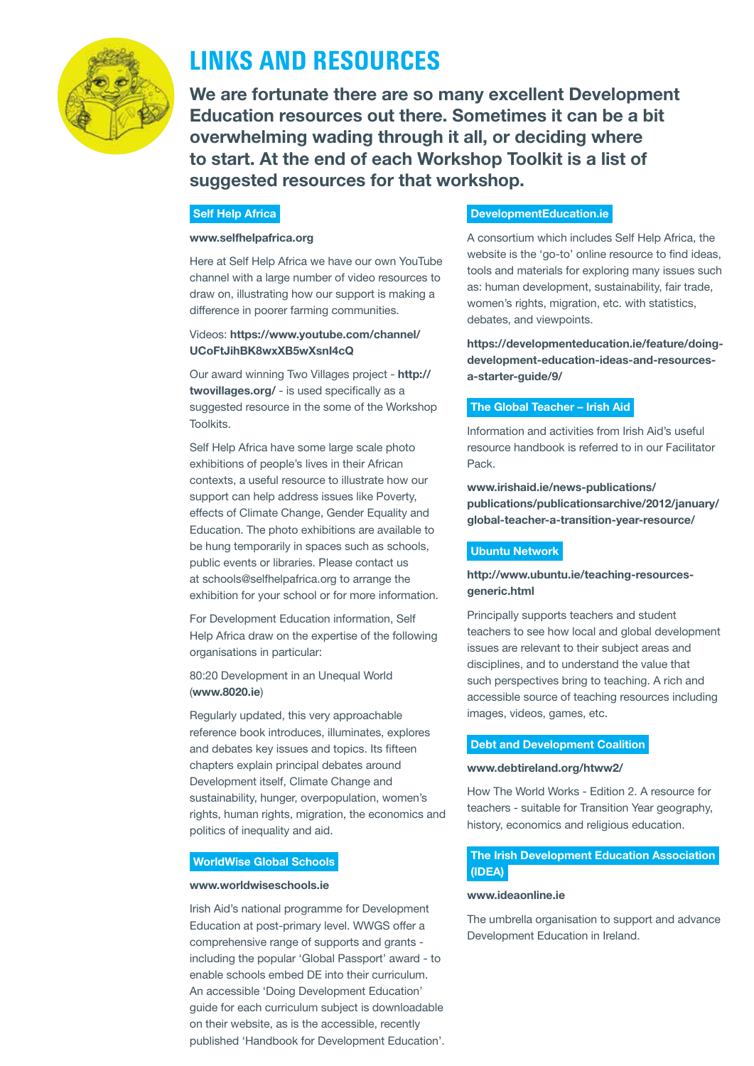# LINKS AND RESOURCES

**We are fortunate there are so many excellent Development Education resources out there. Sometimes it can be a bit overwhelming wading through it all, or deciding where to start. At the end of each Workshop Toolkit is a list of suggested resources for that workshop.**

### Self Help Africa

**www.selfhelpafrica.org**

Here at Self Help Africa we have our own YouTube channel with a large number of video resources to draw on, illustrating how our support is making a difference in poorer farming communities.

Videos: **https://www.youtube.com/channel/UCoFtJihBK8wxXB5wXsnl4cQ**

Our award winning Two Villages project - **http://twovillages.org/** - is used specifically as a suggested resource in the some of the Workshop Toolkits.

Self Help Africa have some large scale photo exhibitions of people's lives in their African contexts, a useful resource to illustrate how our support can help address issues like Poverty, effects of Climate Change, Gender Equality and Education. The photo exhibitions are available to be hung temporarily in spaces such as schools, public events or libraries. Please contact us at schools@selfhelpafrica.org to arrange the exhibition for your school or for more information.

For Development Education information, Self Help Africa draw on the expertise of the following organisations in particular:

80:20 Development in an Unequal World (**www.8020.ie**)

Regularly updated, this very approachable reference book introduces, illuminates, explores and debates key issues and topics. Its fifteen chapters explain principal debates around Development itself, Climate Change and sustainability, hunger, overpopulation, women's rights, human rights, migration, the economics and politics of inequality and aid.

### WorldWise Global Schools

**www.worldwiseschools.ie**

Irish Aid's national programme for Development Education at post-primary level. WWGS offer a comprehensive range of supports and grants - including the popular 'Global Passport' award - to enable schools embed DE into their curriculum. An accessible 'Doing Development Education' guide for each curriculum subject is downloadable on their website, as is the accessible, recently published 'Handbook for Development Education'.

### DevelopmentEducation.ie

A consortium which includes Self Help Africa, the website is the 'go-to' online resource to find ideas, tools and materials for exploring many issues such as: human development, sustainability, fair trade, women's rights, migration, etc. with statistics, debates, and viewpoints.

**https://developmenteducation.ie/feature/doing-development-education-ideas-and-resources-a-starter-guide/9/**

### The Global Teacher – Irish Aid

Information and activities from Irish Aid's useful resource handbook is referred to in our Facilitator Pack.

**www.irishaid.ie/news-publications/publications/publicationsarchive/2012/january/global-teacher-a-transition-year-resource/**

### Ubuntu Network

**http://www.ubuntu.ie/teaching-resources-generic.html**

Principally supports teachers and student teachers to see how local and global development issues are relevant to their subject areas and disciplines, and to understand the value that such perspectives bring to teaching. A rich and accessible source of teaching resources including images, videos, games, etc.

### Debt and Development Coalition

**www.debtireland.org/htww2/**

How The World Works - Edition 2. A resource for teachers - suitable for Transition Year geography, history, economics and religious education.

### The Irish Development Education Association (IDEA)

**www.ideaonline.ie**

The umbrella organisation to support and advance Development Education in Ireland.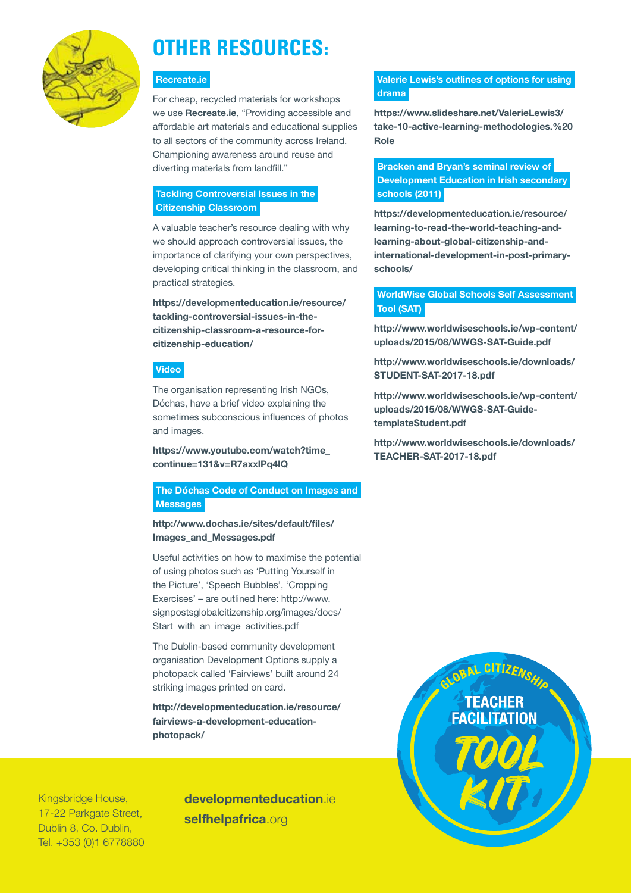# OTHER RESOURCES:

### Recreate.ie

For cheap, recycled materials for workshops we use **Recreate.ie**, "Providing accessible and affordable art materials and educational supplies to all sectors of the community across Ireland. Championing awareness around reuse and diverting materials from landfill."

### Tackling Controversial Issues in the Citizenship Classroom

A valuable teacher's resource dealing with why we should approach controversial issues, the importance of clarifying your own perspectives, developing critical thinking in the classroom, and practical strategies.

**https://developmenteducation.ie/resource/tackling-controversial-issues-in-the-citizenship-classroom-a-resource-for-citizenship-education/**

### Video

The organisation representing Irish NGOs, Dóchas, have a brief video explaining the sometimes subconscious influences of photos and images.

**https://www.youtube.com/watch?time_continue=131&v=R7axxlPq4lQ**

### The Dóchas Code of Conduct on Images and Messages

**http://www.dochas.ie/sites/default/files/Images_and_Messages.pdf**

Useful activities on how to maximise the potential of using photos such as 'Putting Yourself in the Picture', 'Speech Bubbles', 'Cropping Exercises' – are outlined here: http://www.signpostsglobalcitizenship.org/images/docs/Start_with_an_image_activities.pdf

The Dublin-based community development organisation Development Options supply a photopack called 'Fairviews' built around 24 striking images printed on card.

**http://developmenteducation.ie/resource/fairviews-a-development-education-photopack/**

### Valerie Lewis's outlines of options for using drama

**https://www.slideshare.net/ValerieLewis3/take-10-active-learning-methodologies.%20Role**

### Bracken and Bryan's seminal review of Development Education in Irish secondary schools (2011)

**https://developmenteducation.ie/resource/learning-to-read-the-world-teaching-and-learning-about-global-citizenship-and-international-development-in-post-primary-schools/**

### WorldWise Global Schools Self Assessment Tool (SAT)

**http://www.worldwiseschools.ie/wp-content/uploads/2015/08/WWGS-SAT-Guide.pdf**

**http://www.worldwiseschools.ie/downloads/STUDENT-SAT-2017-18.pdf**

**http://www.worldwiseschools.ie/wp-content/uploads/2015/08/WWGS-SAT-Guide-templateStudent.pdf**

**http://www.worldwiseschools.ie/downloads/TEACHER-SAT-2017-18.pdf**

GLOBAL CITIZENSHIP TEACHER FACILITATION TOOL KIT

Kingsbridge House,
17-22 Parkgate Street,
Dublin 8, Co. Dublin,
Tel. +353 (0)1 6778880

**developmenteducation**.ie
**selfhelpafrica**.org